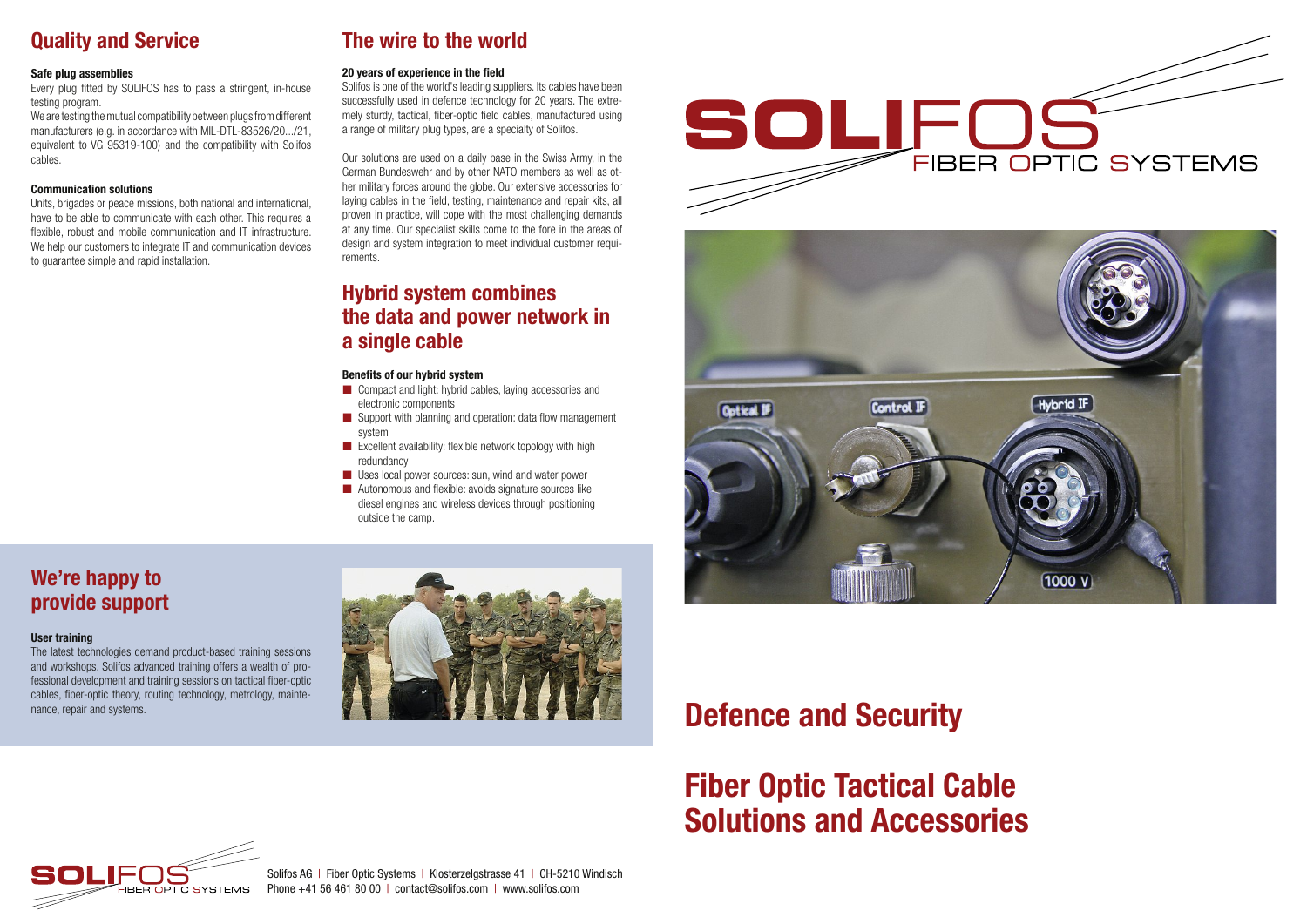## Quality and Service

**Safe plug assemblies**

Every plug fitted by SOLIFOS has to pass a stringent, in-house testing program.

We are testing the mutual compatibility between plugs from different manufacturers (e.g. in accordance with MIL-DTL-83526/20.../21, equivalent to VG 95319-100) and the compatibility with Solifos cables.

**Communication solutions**

Units, brigades or peace missions, both national and international, have to be able to communicate with each other. This requires a flexible, robust and mobile communication and IT infrastructure. We help our customers to integrate IT and communication devices to guarantee simple and rapid installation.

## The wire to the world

**20 years of experience in the field**

Solifos is one of the world's leading suppliers. Its cables have been successfully used in defence technology for 20 years. The extremely sturdy, tactical, fiber-optic field cables, manufactured using a range of military plug types, are a specialty of Solifos.

Our solutions are used on a daily base in the Swiss Army, in the German Bundeswehr and by other NATO members as well as other military forces around the globe. Our extensive accessories for laying cables in the field, testing, maintenance and repair kits, all proven in practice, will cope with the most challenging demands at any time. Our specialist skills come to the fore in the areas of design and system integration to meet individual customer requirements.

## Hybrid system combines the data and power network in a single cable

**Benefits of our hybrid system**

- Compact and light: hybrid cables, laying accessories and electronic components
- Support with planning and operation: data flow management system
- Excellent availability: flexible network topology with high redundancy
- Uses local power sources: sun, wind and water power
- Autonomous and flexible: avoids signature sources like diesel engines and wireless devices through positioning outside the camp.

## We're happy to provide support

**User training**

The latest technologies demand product-based training sessions and workshops. Solifos advanced training offers a wealth of professional development and training sessions on tactical fiber-optic cables, fiber-optic theory, routing technology, metrology, maintenance, repair and systems.

SOLIFOS FIBER OPTIC SYSTEMS

# Defence and Security

# Fiber Optic Tactical Cable Solutions and Accessories

Solifos AG | Fiber Optic Systems | Klosterzelgstrasse 41 | CH-5210 Windisch
Phone +41 56 461 80 00 | contact@solifos.com | www.solifos.com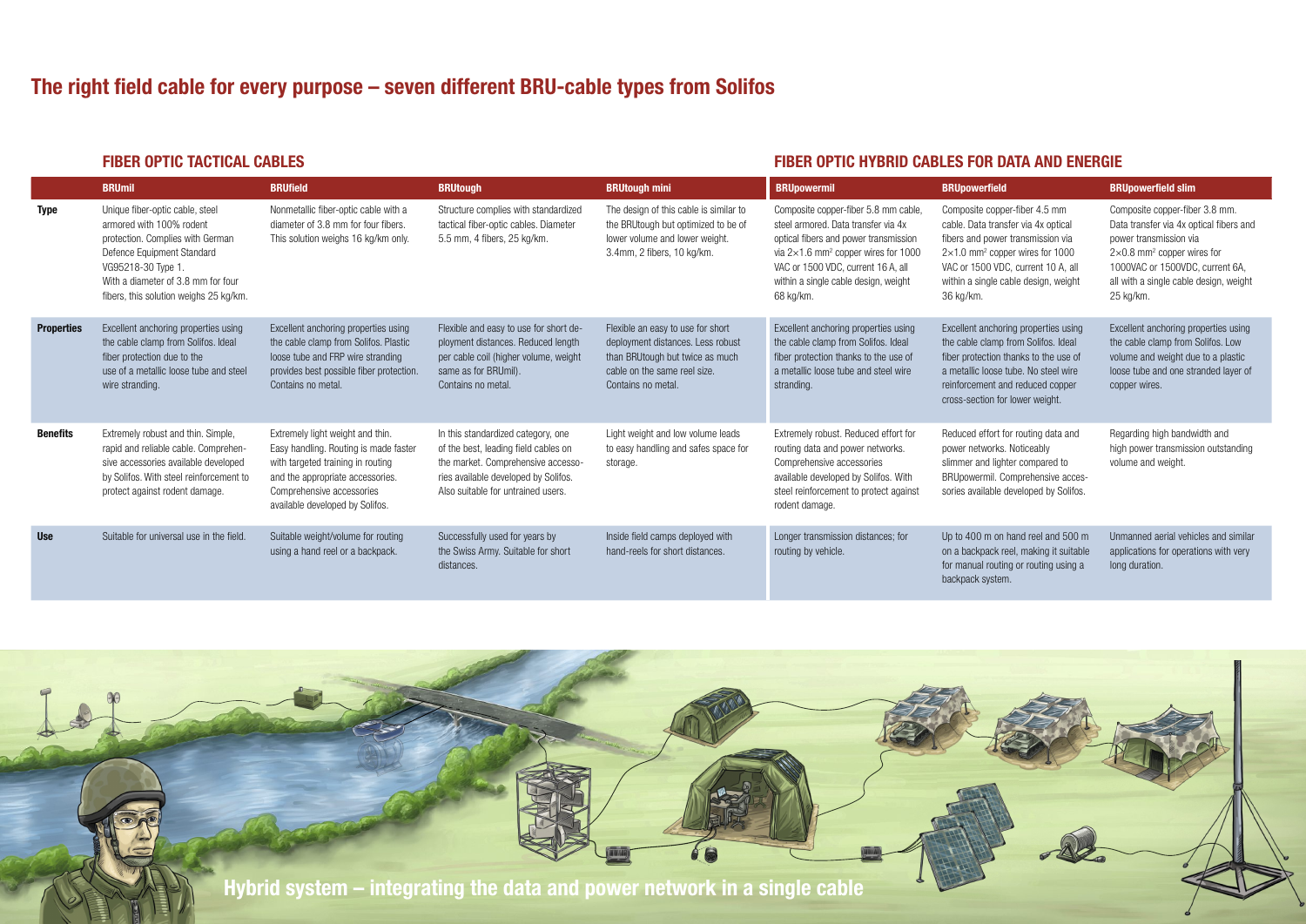# The right field cable for every purpose – seven different BRU-cable types from Solifos

| | FIBER OPTIC TACTICAL CABLES | | | | FIBER OPTIC HYBRID CABLES FOR DATA AND ENERGIE | | |
|---|---|---|---|---|---|---|---|
| | **BRUmil** | **BRUfield** | **BRUtough** | **BRUtough mini** | **BRUpowermil** | **BRUpowerfield** | **BRUpowerfield slim** |
| **Type** | Unique fiber-optic cable, steel armored with 100% rodent protection. Complies with German Defence Equipment Standard VG95218-30 Type 1. With a diameter of 3.8 mm for four fibers, this solution weighs 25 kg/km. | Nonmetallic fiber-optic cable with a diameter of 3.8 mm for four fibers. This solution weighs 16 kg/km only. | Structure complies with standardized tactical fiber-optic cables. Diameter 5.5 mm, 4 fibers, 25 kg/km. | The design of this cable is similar to the BRUtough but optimized to be of lower volume and lower weight. 3.4mm, 2 fibers, 10 kg/km. | Composite copper-fiber 5.8 mm cable, steel armored. Data transfer via 4x optical fibers and power transmission via 2×1.6 mm² copper wires for 1000 VAC or 1500 VDC, current 16 A, all within a single cable design, weight 68 kg/km. | Composite copper-fiber 4.5 mm cable. Data transfer via 4x optical fibers and power transmission via 2×1.0 mm² copper wires for 1000 VAC or 1500 VDC, current 10 A, all within a single cable design, weight 36 kg/km. | Composite copper-fiber 3.8 mm. Data transfer via 4x optical fibers and power transmission via 2×0.8 mm² copper wires for 1000VAC or 1500VDC, current 6A, all with a single cable design, weight 25 kg/km. |
| **Properties** | Excellent anchoring properties using the cable clamp from Solifos. Ideal fiber protection due to the use of a metallic loose tube and steel wire stranding. | Excellent anchoring properties using the cable clamp from Solifos. Plastic loose tube and FRP wire stranding provides best possible fiber protection. Contains no metal. | Flexible and easy to use for short deployment distances. Reduced length per cable coil (higher volume, weight same as for BRUmil). Contains no metal. | Flexible an easy to use for short deployment distances. Less robust than BRUtough but twice as much cable on the same reel size. Contains no metal. | Excellent anchoring properties using the cable clamp from Solifos. Ideal fiber protection thanks to the use of a metallic loose tube and steel wire stranding. | Excellent anchoring properties using the cable clamp from Solifos. Ideal fiber protection thanks to the use of a metallic loose tube. No steel wire reinforcement and reduced copper cross-section for lower weight. | Excellent anchoring properties using the cable clamp from Solifos. Low volume and weight due to a plastic loose tube and one stranded layer of copper wires. |
| **Benefits** | Extremely robust and thin. Simple, rapid and reliable cable. Comprehensive accessories available developed by Solifos. With steel reinforcement to protect against rodent damage. | Extremely light weight and thin. Easy handling. Routing is made faster with targeted training in routing and the appropriate accessories. Comprehensive accessories available developed by Solifos. | In this standardized category, one of the best, leading field cables on the market. Comprehensive accessories available developed by Solifos. Also suitable for untrained users. | Light weight and low volume leads to easy handling and safes space for storage. | Extremely robust. Reduced effort for routing data and power networks. Comprehensive accessories available developed by Solifos. With steel reinforcement to protect against rodent damage. | Reduced effort for routing data and power networks. Noticeably slimmer and lighter compared to BRUpowermil. Comprehensive accessories available developed by Solifos. | Regarding high bandwidth and high power transmission outstanding volume and weight. |
| **Use** | Suitable for universal use in the field. | Suitable weight/volume for routing using a hand reel or a backpack. | Successfully used for years by the Swiss Army. Suitable for short distances. | Inside field camps deployed with hand-reels for short distances. | Longer transmission distances; for routing by vehicle. | Up to 400 m on hand reel and 500 m on a backpack reel, making it suitable for manual routing or routing using a backpack system. | Unmanned aerial vehicles and similar applications for operations with very long duration. |

**Hybrid system – integrating the data and power network in a single cable**